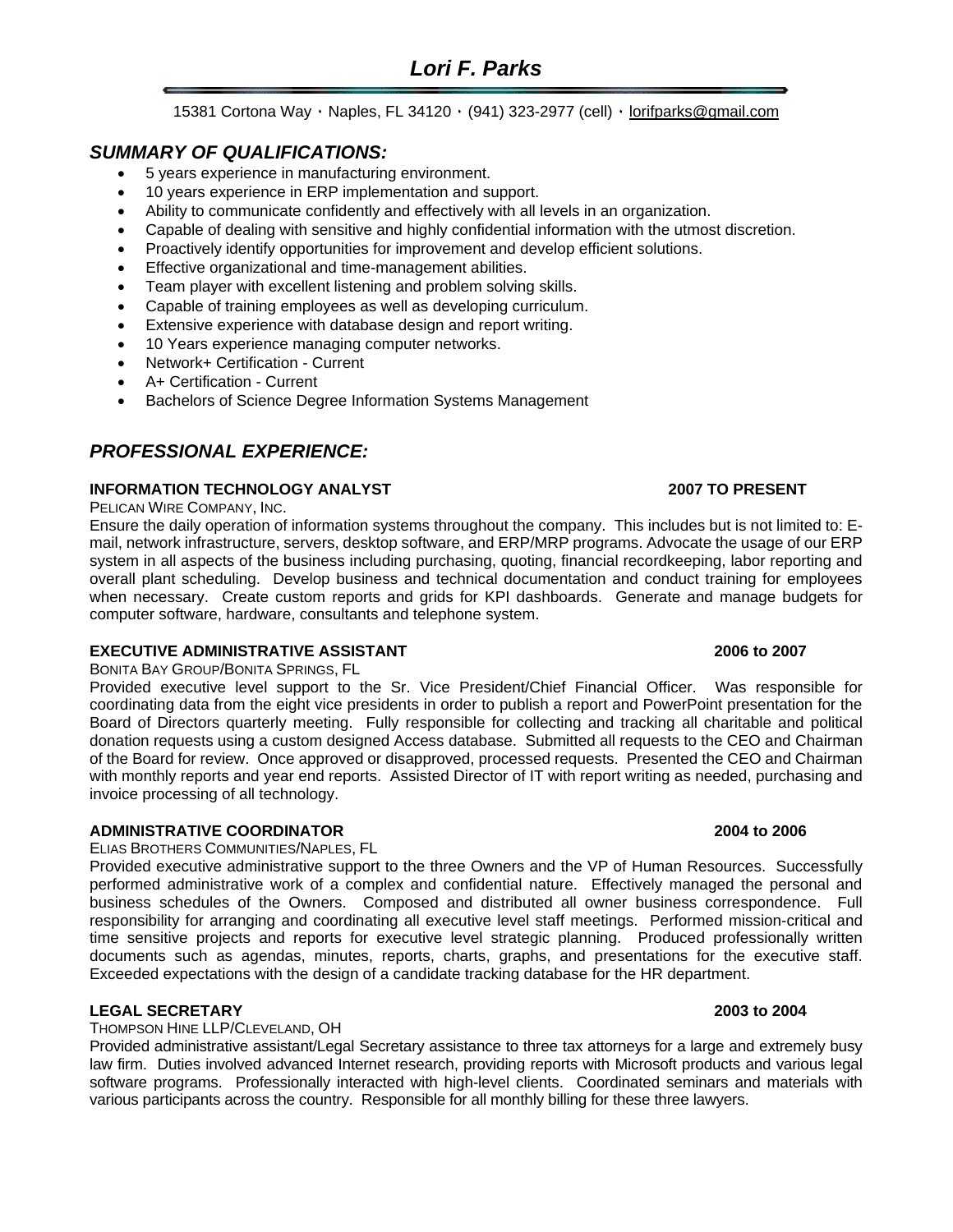# *Lori F. Parks*

15381 Cortona Way・Naples, FL 34120・(941) 323-2977 (cell)・lorifparks@gmail.com

## *SUMMARY OF QUALIFICATIONS:*

- 5 years experience in manufacturing environment.
- 10 years experience in ERP implementation and support.
- Ability to communicate confidently and effectively with all levels in an organization.
- Capable of dealing with sensitive and highly confidential information with the utmost discretion.
- Proactively identify opportunities for improvement and develop efficient solutions.
- Effective organizational and time-management abilities.
- Team player with excellent listening and problem solving skills.
- Capable of training employees as well as developing curriculum.
- Extensive experience with database design and report writing.
- 10 Years experience managing computer networks.
- Network+ Certification - Current
- A+ Certification - Current
- Bachelors of Science Degree Information Systems Management

## *PROFESSIONAL EXPERIENCE:*

### INFORMATION TECHNOLOGY ANALYST — 2007 TO PRESENT

PELICAN WIRE COMPANY, INC.

Ensure the daily operation of information systems throughout the company. This includes but is not limited to: E-mail, network infrastructure, servers, desktop software, and ERP/MRP programs. Advocate the usage of our ERP system in all aspects of the business including purchasing, quoting, financial recordkeeping, labor reporting and overall plant scheduling. Develop business and technical documentation and conduct training for employees when necessary. Create custom reports and grids for KPI dashboards. Generate and manage budgets for computer software, hardware, consultants and telephone system.

### EXECUTIVE ADMINISTRATIVE ASSISTANT — 2006 to 2007

BONITA BAY GROUP/BONITA SPRINGS, FL

Provided executive level support to the Sr. Vice President/Chief Financial Officer. Was responsible for coordinating data from the eight vice presidents in order to publish a report and PowerPoint presentation for the Board of Directors quarterly meeting. Fully responsible for collecting and tracking all charitable and political donation requests using a custom designed Access database. Submitted all requests to the CEO and Chairman of the Board for review. Once approved or disapproved, processed requests. Presented the CEO and Chairman with monthly reports and year end reports. Assisted Director of IT with report writing as needed, purchasing and invoice processing of all technology.

### ADMINISTRATIVE COORDINATOR — 2004 to 2006

ELIAS BROTHERS COMMUNITIES/NAPLES, FL

Provided executive administrative support to the three Owners and the VP of Human Resources. Successfully performed administrative work of a complex and confidential nature. Effectively managed the personal and business schedules of the Owners. Composed and distributed all owner business correspondence. Full responsibility for arranging and coordinating all executive level staff meetings. Performed mission-critical and time sensitive projects and reports for executive level strategic planning. Produced professionally written documents such as agendas, minutes, reports, charts, graphs, and presentations for the executive staff. Exceeded expectations with the design of a candidate tracking database for the HR department.

### LEGAL SECRETARY — 2003 to 2004

THOMPSON HINE LLP/CLEVELAND, OH

Provided administrative assistant/Legal Secretary assistance to three tax attorneys for a large and extremely busy law firm. Duties involved advanced Internet research, providing reports with Microsoft products and various legal software programs. Professionally interacted with high-level clients. Coordinated seminars and materials with various participants across the country. Responsible for all monthly billing for these three lawyers.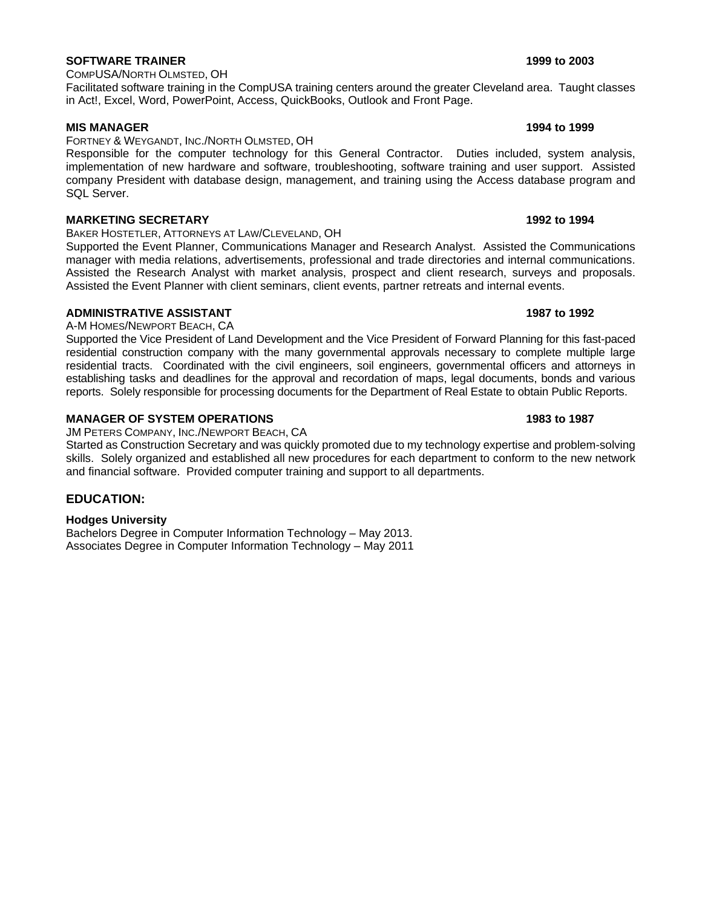**SOFTWARE TRAINER** **1999 to 2003**

COMPUSA/NORTH OLMSTED, OH

Facilitated software training in the CompUSA training centers around the greater Cleveland area. Taught classes in Act!, Excel, Word, PowerPoint, Access, QuickBooks, Outlook and Front Page.

**MIS MANAGER** **1994 to 1999**

FORTNEY & WEYGANDT, INC./NORTH OLMSTED, OH

Responsible for the computer technology for this General Contractor. Duties included, system analysis, implementation of new hardware and software, troubleshooting, software training and user support. Assisted company President with database design, management, and training using the Access database program and SQL Server.

**MARKETING SECRETARY** **1992 to 1994**

BAKER HOSTETLER, ATTORNEYS AT LAW/CLEVELAND, OH

Supported the Event Planner, Communications Manager and Research Analyst. Assisted the Communications manager with media relations, advertisements, professional and trade directories and internal communications. Assisted the Research Analyst with market analysis, prospect and client research, surveys and proposals. Assisted the Event Planner with client seminars, client events, partner retreats and internal events.

**ADMINISTRATIVE ASSISTANT** **1987 to 1992**

A-M HOMES/NEWPORT BEACH, CA

Supported the Vice President of Land Development and the Vice President of Forward Planning for this fast-paced residential construction company with the many governmental approvals necessary to complete multiple large residential tracts. Coordinated with the civil engineers, soil engineers, governmental officers and attorneys in establishing tasks and deadlines for the approval and recordation of maps, legal documents, bonds and various reports. Solely responsible for processing documents for the Department of Real Estate to obtain Public Reports.

**MANAGER OF SYSTEM OPERATIONS** **1983 to 1987**

JM PETERS COMPANY, INC./NEWPORT BEACH, CA

Started as Construction Secretary and was quickly promoted due to my technology expertise and problem-solving skills. Solely organized and established all new procedures for each department to conform to the new network and financial software. Provided computer training and support to all departments.

## EDUCATION:

**Hodges University**

Bachelors Degree in Computer Information Technology – May 2013.
Associates Degree in Computer Information Technology – May 2011